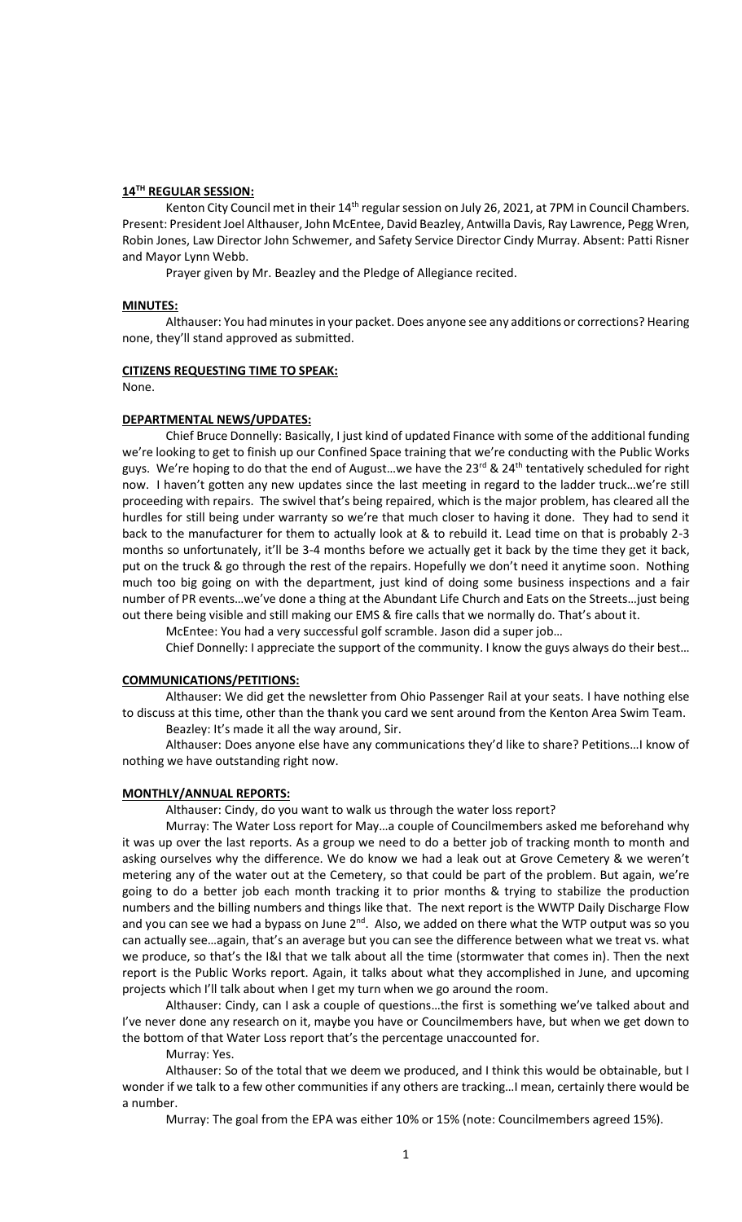## 14TH REGULAR SESSION:

Kenton City Council met in their 14th regular session on July 26, 2021, at 7PM in Council Chambers. Present: President Joel Althauser, John McEntee, David Beazley, Antwilla Davis, Ray Lawrence, Pegg Wren, Robin Jones, Law Director John Schwemer, and Safety Service Director Cindy Murray. Absent: Patti Risner and Mayor Lynn Webb.

Prayer given by Mr. Beazley and the Pledge of Allegiance recited.

## MINUTES:

Althauser: You had minutes in your packet. Does anyone see any additions or corrections? Hearing none, they'll stand approved as submitted.

## CITIZENS REQUESTING TIME TO SPEAK:

None.

## DEPARTMENTAL NEWS/UPDATES:

Chief Bruce Donnelly: Basically, I just kind of updated Finance with some of the additional funding we're looking to get to finish up our Confined Space training that we're conducting with the Public Works guys. We're hoping to do that the end of August…we have the 23rd & 24th tentatively scheduled for right now. I haven't gotten any new updates since the last meeting in regard to the ladder truck…we're still proceeding with repairs. The swivel that's being repaired, which is the major problem, has cleared all the hurdles for still being under warranty so we're that much closer to having it done. They had to send it back to the manufacturer for them to actually look at & to rebuild it. Lead time on that is probably 2-3 months so unfortunately, it'll be 3-4 months before we actually get it back by the time they get it back, put on the truck & go through the rest of the repairs. Hopefully we don't need it anytime soon. Nothing much too big going on with the department, just kind of doing some business inspections and a fair number of PR events…we've done a thing at the Abundant Life Church and Eats on the Streets…just being out there being visible and still making our EMS & fire calls that we normally do. That's about it.

McEntee: You had a very successful golf scramble. Jason did a super job…

Chief Donnelly: I appreciate the support of the community. I know the guys always do their best…

## COMMUNICATIONS/PETITIONS:

Althauser: We did get the newsletter from Ohio Passenger Rail at your seats. I have nothing else to discuss at this time, other than the thank you card we sent around from the Kenton Area Swim Team.

Beazley: It's made it all the way around, Sir.

Althauser: Does anyone else have any communications they'd like to share? Petitions…I know of nothing we have outstanding right now.

## MONTHLY/ANNUAL REPORTS:

Althauser: Cindy, do you want to walk us through the water loss report?

Murray: The Water Loss report for May…a couple of Councilmembers asked me beforehand why it was up over the last reports. As a group we need to do a better job of tracking month to month and asking ourselves why the difference. We do know we had a leak out at Grove Cemetery & we weren't metering any of the water out at the Cemetery, so that could be part of the problem. But again, we're going to do a better job each month tracking it to prior months & trying to stabilize the production numbers and the billing numbers and things like that. The next report is the WWTP Daily Discharge Flow and you can see we had a bypass on June 2nd. Also, we added on there what the WTP output was so you can actually see…again, that's an average but you can see the difference between what we treat vs. what we produce, so that's the I&I that we talk about all the time (stormwater that comes in). Then the next report is the Public Works report. Again, it talks about what they accomplished in June, and upcoming projects which I'll talk about when I get my turn when we go around the room.

Althauser: Cindy, can I ask a couple of questions…the first is something we've talked about and I've never done any research on it, maybe you have or Councilmembers have, but when we get down to the bottom of that Water Loss report that's the percentage unaccounted for.

Murray: Yes.

Althauser: So of the total that we deem we produced, and I think this would be obtainable, but I wonder if we talk to a few other communities if any others are tracking…I mean, certainly there would be a number.

Murray: The goal from the EPA was either 10% or 15% (note: Councilmembers agreed 15%).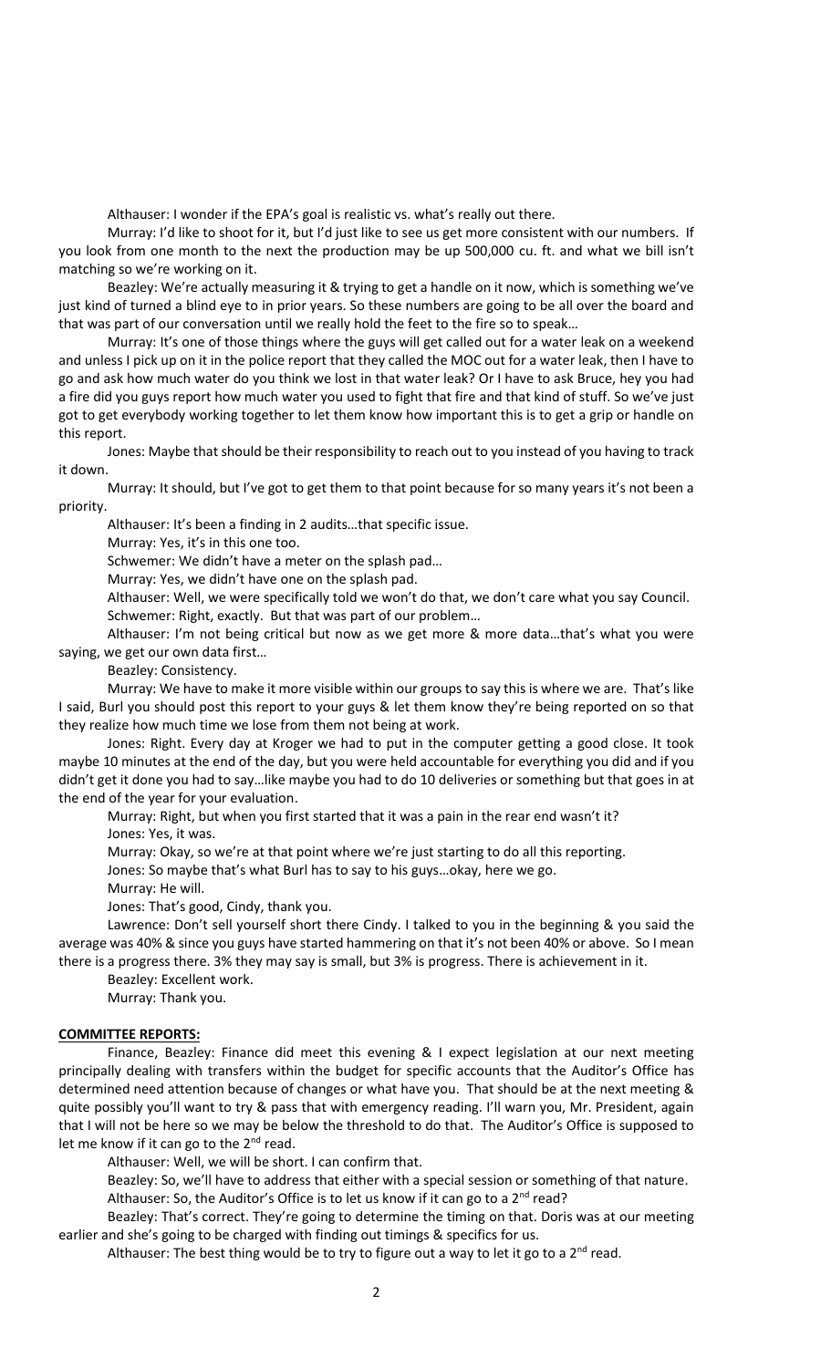Althauser: I wonder if the EPA's goal is realistic vs. what's really out there.

Murray: I'd like to shoot for it, but I'd just like to see us get more consistent with our numbers. If you look from one month to the next the production may be up 500,000 cu. ft. and what we bill isn't matching so we're working on it.

Beazley: We're actually measuring it & trying to get a handle on it now, which is something we've just kind of turned a blind eye to in prior years. So these numbers are going to be all over the board and that was part of our conversation until we really hold the feet to the fire so to speak…

Murray: It's one of those things where the guys will get called out for a water leak on a weekend and unless I pick up on it in the police report that they called the MOC out for a water leak, then I have to go and ask how much water do you think we lost in that water leak? Or I have to ask Bruce, hey you had a fire did you guys report how much water you used to fight that fire and that kind of stuff. So we've just got to get everybody working together to let them know how important this is to get a grip or handle on this report.

Jones: Maybe that should be their responsibility to reach out to you instead of you having to track it down.

Murray: It should, but I've got to get them to that point because for so many years it's not been a priority.

Althauser: It's been a finding in 2 audits…that specific issue.

Murray: Yes, it's in this one too.

Schwemer: We didn't have a meter on the splash pad…

Murray: Yes, we didn't have one on the splash pad.

Althauser: Well, we were specifically told we won't do that, we don't care what you say Council.

Schwemer: Right, exactly. But that was part of our problem…

Althauser: I'm not being critical but now as we get more & more data…that's what you were saying, we get our own data first…

Beazley: Consistency.

Murray: We have to make it more visible within our groups to say this is where we are. That's like I said, Burl you should post this report to your guys & let them know they're being reported on so that they realize how much time we lose from them not being at work.

Jones: Right. Every day at Kroger we had to put in the computer getting a good close. It took maybe 10 minutes at the end of the day, but you were held accountable for everything you did and if you didn't get it done you had to say…like maybe you had to do 10 deliveries or something but that goes in at the end of the year for your evaluation.

Murray: Right, but when you first started that it was a pain in the rear end wasn't it?

Jones: Yes, it was.

Murray: Okay, so we're at that point where we're just starting to do all this reporting.

Jones: So maybe that's what Burl has to say to his guys…okay, here we go.

Murray: He will.

Jones: That's good, Cindy, thank you.

Lawrence: Don't sell yourself short there Cindy. I talked to you in the beginning & you said the average was 40% & since you guys have started hammering on that it's not been 40% or above. So I mean there is a progress there. 3% they may say is small, but 3% is progress. There is achievement in it.

Beazley: Excellent work.

Murray: Thank you.

**COMMITTEE REPORTS:**

Finance, Beazley: Finance did meet this evening & I expect legislation at our next meeting principally dealing with transfers within the budget for specific accounts that the Auditor's Office has determined need attention because of changes or what have you. That should be at the next meeting & quite possibly you'll want to try & pass that with emergency reading. I'll warn you, Mr. President, again that I will not be here so we may be below the threshold to do that. The Auditor's Office is supposed to let me know if it can go to the 2nd read.

Althauser: Well, we will be short. I can confirm that.

Beazley: So, we'll have to address that either with a special session or something of that nature.

Althauser: So, the Auditor's Office is to let us know if it can go to a 2nd read?

Beazley: That's correct. They're going to determine the timing on that. Doris was at our meeting earlier and she's going to be charged with finding out timings & specifics for us.

Althauser: The best thing would be to try to figure out a way to let it go to a 2nd read.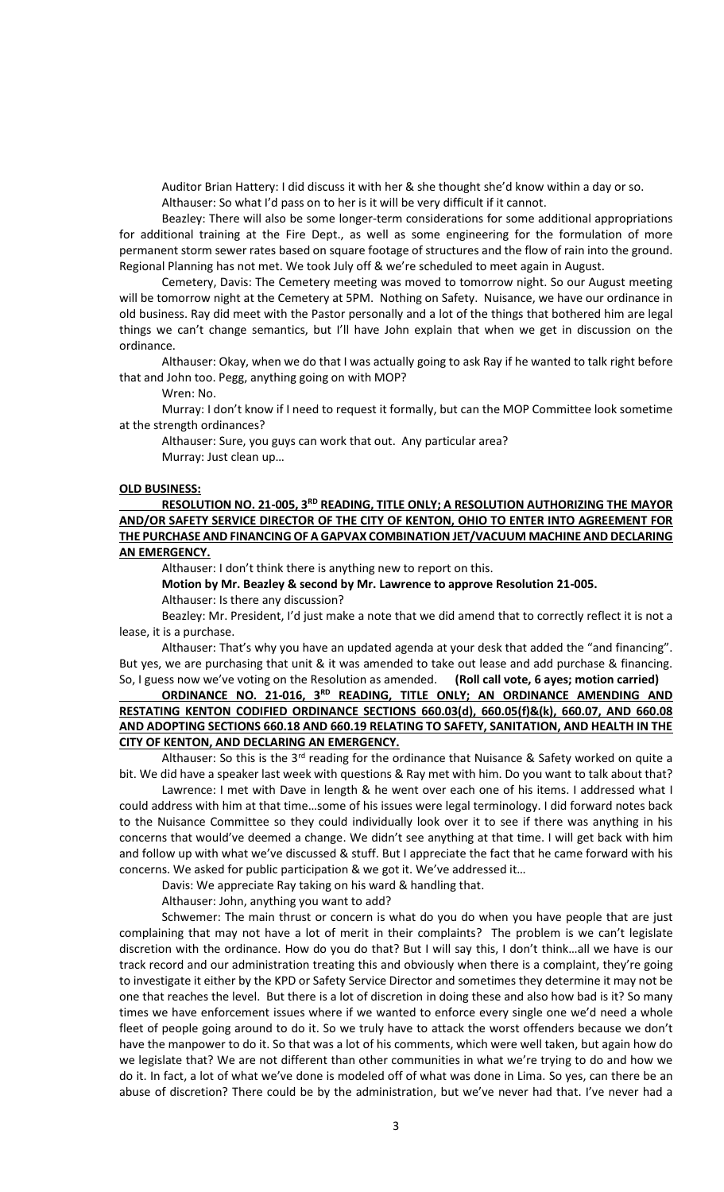Auditor Brian Hattery: I did discuss it with her & she thought she'd know within a day or so.

Althauser: So what I'd pass on to her is it will be very difficult if it cannot.

Beazley: There will also be some longer-term considerations for some additional appropriations for additional training at the Fire Dept., as well as some engineering for the formulation of more permanent storm sewer rates based on square footage of structures and the flow of rain into the ground. Regional Planning has not met. We took July off & we're scheduled to meet again in August.

Cemetery, Davis: The Cemetery meeting was moved to tomorrow night. So our August meeting will be tomorrow night at the Cemetery at 5PM. Nothing on Safety. Nuisance, we have our ordinance in old business. Ray did meet with the Pastor personally and a lot of the things that bothered him are legal things we can't change semantics, but I'll have John explain that when we get in discussion on the ordinance.

Althauser: Okay, when we do that I was actually going to ask Ray if he wanted to talk right before that and John too. Pegg, anything going on with MOP?

Wren: No.

Murray: I don't know if I need to request it formally, but can the MOP Committee look sometime at the strength ordinances?

Althauser: Sure, you guys can work that out. Any particular area?

Murray: Just clean up…

**OLD BUSINESS:**

**RESOLUTION NO. 21-005, 3RD READING, TITLE ONLY; A RESOLUTION AUTHORIZING THE MAYOR AND/OR SAFETY SERVICE DIRECTOR OF THE CITY OF KENTON, OHIO TO ENTER INTO AGREEMENT FOR THE PURCHASE AND FINANCING OF A GAPVAX COMBINATION JET/VACUUM MACHINE AND DECLARING AN EMERGENCY.**

Althauser: I don't think there is anything new to report on this.

**Motion by Mr. Beazley & second by Mr. Lawrence to approve Resolution 21-005.**

Althauser: Is there any discussion?

Beazley: Mr. President, I'd just make a note that we did amend that to correctly reflect it is not a lease, it is a purchase.

Althauser: That's why you have an updated agenda at your desk that added the "and financing". But yes, we are purchasing that unit & it was amended to take out lease and add purchase & financing. So, I guess now we've voting on the Resolution as amended. **(Roll call vote, 6 ayes; motion carried)**

**ORDINANCE NO. 21-016, 3RD READING, TITLE ONLY; AN ORDINANCE AMENDING AND RESTATING KENTON CODIFIED ORDINANCE SECTIONS 660.03(d), 660.05(f)&(k), 660.07, AND 660.08 AND ADOPTING SECTIONS 660.18 AND 660.19 RELATING TO SAFETY, SANITATION, AND HEALTH IN THE CITY OF KENTON, AND DECLARING AN EMERGENCY.**

Althauser: So this is the 3rd reading for the ordinance that Nuisance & Safety worked on quite a bit. We did have a speaker last week with questions & Ray met with him. Do you want to talk about that?

Lawrence: I met with Dave in length & he went over each one of his items. I addressed what I could address with him at that time…some of his issues were legal terminology. I did forward notes back to the Nuisance Committee so they could individually look over it to see if there was anything in his concerns that would've deemed a change. We didn't see anything at that time. I will get back with him and follow up with what we've discussed & stuff. But I appreciate the fact that he came forward with his concerns. We asked for public participation & we got it. We've addressed it…

Davis: We appreciate Ray taking on his ward & handling that.

Althauser: John, anything you want to add?

Schwemer: The main thrust or concern is what do you do when you have people that are just complaining that may not have a lot of merit in their complaints? The problem is we can't legislate discretion with the ordinance. How do you do that? But I will say this, I don't think…all we have is our track record and our administration treating this and obviously when there is a complaint, they're going to investigate it either by the KPD or Safety Service Director and sometimes they determine it may not be one that reaches the level. But there is a lot of discretion in doing these and also how bad is it? So many times we have enforcement issues where if we wanted to enforce every single one we'd need a whole fleet of people going around to do it. So we truly have to attack the worst offenders because we don't have the manpower to do it. So that was a lot of his comments, which were well taken, but again how do we legislate that? We are not different than other communities in what we're trying to do and how we do it. In fact, a lot of what we've done is modeled off of what was done in Lima. So yes, can there be an abuse of discretion? There could be by the administration, but we've never had that. I've never had a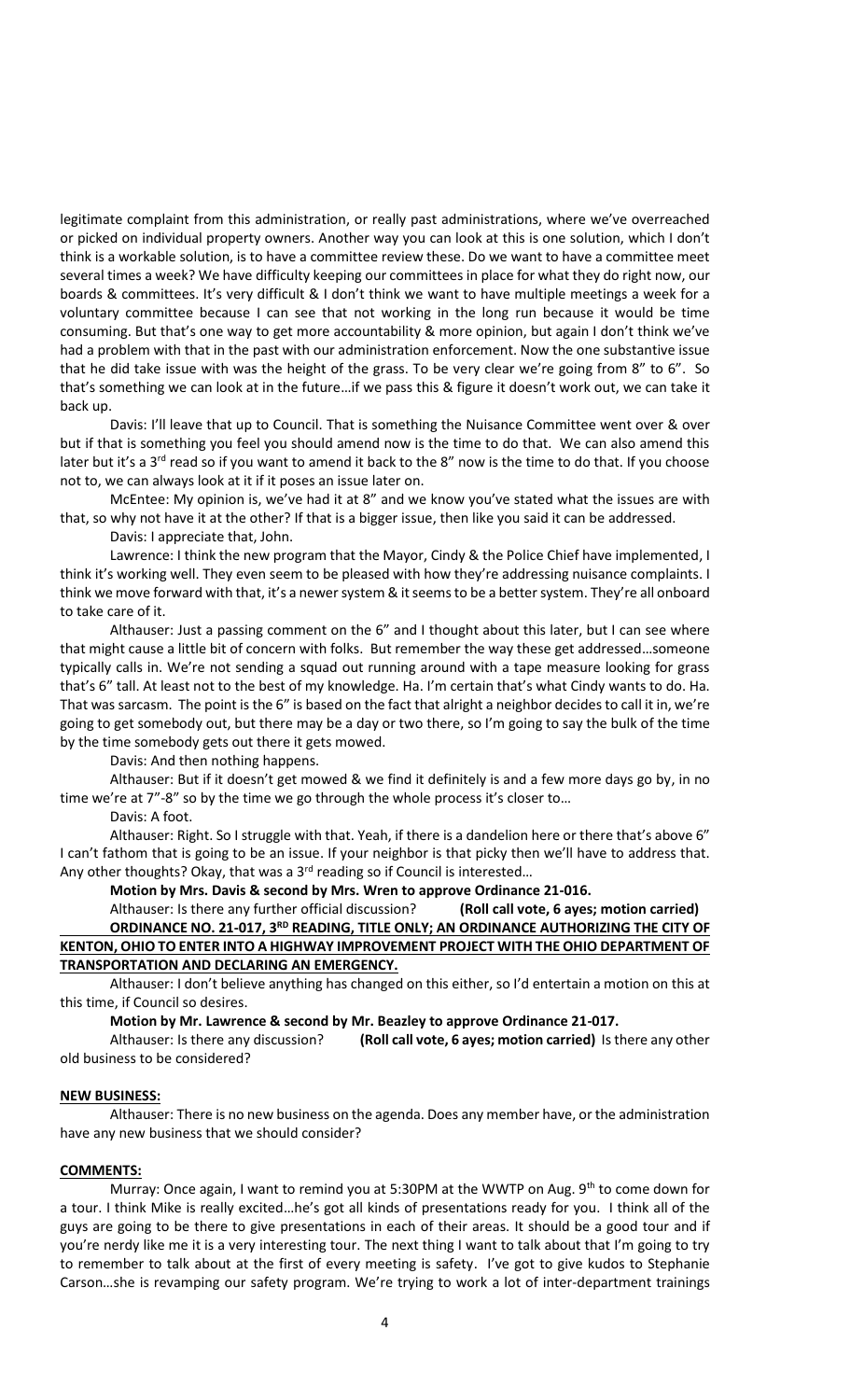legitimate complaint from this administration, or really past administrations, where we've overreached or picked on individual property owners. Another way you can look at this is one solution, which I don't think is a workable solution, is to have a committee review these. Do we want to have a committee meet several times a week? We have difficulty keeping our committees in place for what they do right now, our boards & committees. It's very difficult & I don't think we want to have multiple meetings a week for a voluntary committee because I can see that not working in the long run because it would be time consuming. But that's one way to get more accountability & more opinion, but again I don't think we've had a problem with that in the past with our administration enforcement. Now the one substantive issue that he did take issue with was the height of the grass. To be very clear we're going from 8" to 6". So that's something we can look at in the future…if we pass this & figure it doesn't work out, we can take it back up.

Davis: I'll leave that up to Council. That is something the Nuisance Committee went over & over but if that is something you feel you should amend now is the time to do that. We can also amend this later but it's a 3rd read so if you want to amend it back to the 8" now is the time to do that. If you choose not to, we can always look at it if it poses an issue later on.

McEntee: My opinion is, we've had it at 8" and we know you've stated what the issues are with that, so why not have it at the other? If that is a bigger issue, then like you said it can be addressed.

Davis: I appreciate that, John.

Lawrence: I think the new program that the Mayor, Cindy & the Police Chief have implemented, I think it's working well. They even seem to be pleased with how they're addressing nuisance complaints. I think we move forward with that, it's a newer system & it seems to be a better system. They're all onboard to take care of it.

Althauser: Just a passing comment on the 6" and I thought about this later, but I can see where that might cause a little bit of concern with folks. But remember the way these get addressed…someone typically calls in. We're not sending a squad out running around with a tape measure looking for grass that's 6" tall. At least not to the best of my knowledge. Ha. I'm certain that's what Cindy wants to do. Ha. That was sarcasm. The point is the 6" is based on the fact that alright a neighbor decides to call it in, we're going to get somebody out, but there may be a day or two there, so I'm going to say the bulk of the time by the time somebody gets out there it gets mowed.

Davis: And then nothing happens.

Althauser: But if it doesn't get mowed & we find it definitely is and a few more days go by, in no time we're at 7"-8" so by the time we go through the whole process it's closer to…

Davis: A foot.

Althauser: Right. So I struggle with that. Yeah, if there is a dandelion here or there that's above 6" I can't fathom that is going to be an issue. If your neighbor is that picky then we'll have to address that. Any other thoughts? Okay, that was a 3rd reading so if Council is interested…

**Motion by Mrs. Davis & second by Mrs. Wren to approve Ordinance 21-016.**

Althauser: Is there any further official discussion? **(Roll call vote, 6 ayes; motion carried)**

**ORDINANCE NO. 21-017, 3RD READING, TITLE ONLY; AN ORDINANCE AUTHORIZING THE CITY OF KENTON, OHIO TO ENTER INTO A HIGHWAY IMPROVEMENT PROJECT WITH THE OHIO DEPARTMENT OF TRANSPORTATION AND DECLARING AN EMERGENCY.**

Althauser: I don't believe anything has changed on this either, so I'd entertain a motion on this at this time, if Council so desires.

**Motion by Mr. Lawrence & second by Mr. Beazley to approve Ordinance 21-017.**

Althauser: Is there any discussion? **(Roll call vote, 6 ayes; motion carried)** Is there any other old business to be considered?

**NEW BUSINESS:**

Althauser: There is no new business on the agenda. Does any member have, or the administration have any new business that we should consider?

**COMMENTS:**

Murray: Once again, I want to remind you at 5:30PM at the WWTP on Aug. 9th to come down for a tour. I think Mike is really excited…he's got all kinds of presentations ready for you. I think all of the guys are going to be there to give presentations in each of their areas. It should be a good tour and if you're nerdy like me it is a very interesting tour. The next thing I want to talk about that I'm going to try to remember to talk about at the first of every meeting is safety. I've got to give kudos to Stephanie Carson…she is revamping our safety program. We're trying to work a lot of inter-department trainings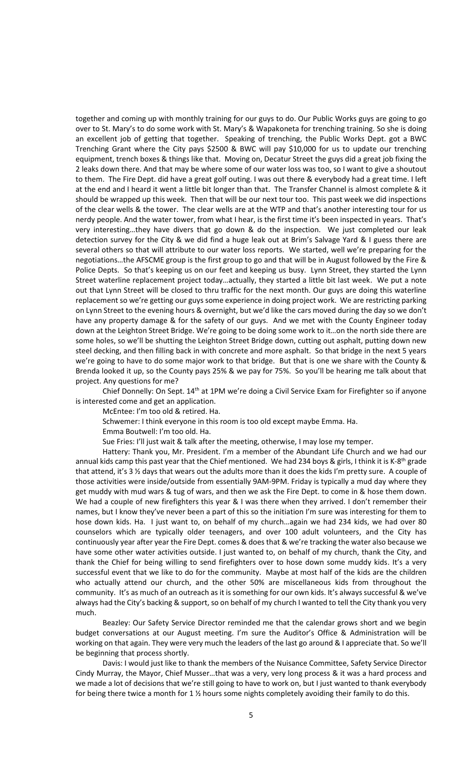together and coming up with monthly training for our guys to do. Our Public Works guys are going to go over to St. Mary's to do some work with St. Mary's & Wapakoneta for trenching training. So she is doing an excellent job of getting that together. Speaking of trenching, the Public Works Dept. got a BWC Trenching Grant where the City pays $2500 & BWC will pay $10,000 for us to update our trenching equipment, trench boxes & things like that. Moving on, Decatur Street the guys did a great job fixing the 2 leaks down there. And that may be where some of our water loss was too, so I want to give a shoutout to them. The Fire Dept. did have a great golf outing. I was out there & everybody had a great time. I left at the end and I heard it went a little bit longer than that. The Transfer Channel is almost complete & it should be wrapped up this week. Then that will be our next tour too. This past week we did inspections of the clear wells & the tower. The clear wells are at the WTP and that's another interesting tour for us nerdy people. And the water tower, from what I hear, is the first time it's been inspected in years. That's very interesting…they have divers that go down & do the inspection. We just completed our leak detection survey for the City & we did find a huge leak out at Brim's Salvage Yard & I guess there are several others so that will attribute to our water loss reports. We started, well we're preparing for the negotiations…the AFSCME group is the first group to go and that will be in August followed by the Fire & Police Depts. So that's keeping us on our feet and keeping us busy. Lynn Street, they started the Lynn Street waterline replacement project today…actually, they started a little bit last week. We put a note out that Lynn Street will be closed to thru traffic for the next month. Our guys are doing this waterline replacement so we're getting our guys some experience in doing project work. We are restricting parking on Lynn Street to the evening hours & overnight, but we'd like the cars moved during the day so we don't have any property damage & for the safety of our guys. And we met with the County Engineer today down at the Leighton Street Bridge. We're going to be doing some work to it…on the north side there are some holes, so we'll be shutting the Leighton Street Bridge down, cutting out asphalt, putting down new steel decking, and then filling back in with concrete and more asphalt. So that bridge in the next 5 years we're going to have to do some major work to that bridge. But that is one we share with the County & Brenda looked it up, so the County pays 25% & we pay for 75%. So you'll be hearing me talk about that project. Any questions for me?

Chief Donnelly: On Sept. 14th at 1PM we're doing a Civil Service Exam for Firefighter so if anyone is interested come and get an application.

McEntee: I'm too old & retired. Ha.

Schwemer: I think everyone in this room is too old except maybe Emma. Ha.

Emma Boutwell: I'm too old. Ha.

Sue Fries: I'll just wait & talk after the meeting, otherwise, I may lose my temper.

Hattery: Thank you, Mr. President. I'm a member of the Abundant Life Church and we had our annual kids camp this past year that the Chief mentioned. We had 234 boys & girls, I think it is K-8th grade that attend, it's 3 ½ days that wears out the adults more than it does the kids I'm pretty sure. A couple of those activities were inside/outside from essentially 9AM-9PM. Friday is typically a mud day where they get muddy with mud wars & tug of wars, and then we ask the Fire Dept. to come in & hose them down. We had a couple of new firefighters this year & I was there when they arrived. I don't remember their names, but I know they've never been a part of this so the initiation I'm sure was interesting for them to hose down kids. Ha. I just want to, on behalf of my church…again we had 234 kids, we had over 80 counselors which are typically older teenagers, and over 100 adult volunteers, and the City has continuously year after year the Fire Dept. comes & does that & we're tracking the water also because we have some other water activities outside. I just wanted to, on behalf of my church, thank the City, and thank the Chief for being willing to send firefighters over to hose down some muddy kids. It's a very successful event that we like to do for the community. Maybe at most half of the kids are the children who actually attend our church, and the other 50% are miscellaneous kids from throughout the community. It's as much of an outreach as it is something for our own kids. It's always successful & we've always had the City's backing & support, so on behalf of my church I wanted to tell the City thank you very much.

Beazley: Our Safety Service Director reminded me that the calendar grows short and we begin budget conversations at our August meeting. I'm sure the Auditor's Office & Administration will be working on that again. They were very much the leaders of the last go around & I appreciate that. So we'll be beginning that process shortly.

Davis: I would just like to thank the members of the Nuisance Committee, Safety Service Director Cindy Murray, the Mayor, Chief Musser…that was a very, very long process & it was a hard process and we made a lot of decisions that we're still going to have to work on, but I just wanted to thank everybody for being there twice a month for 1 ½ hours some nights completely avoiding their family to do this.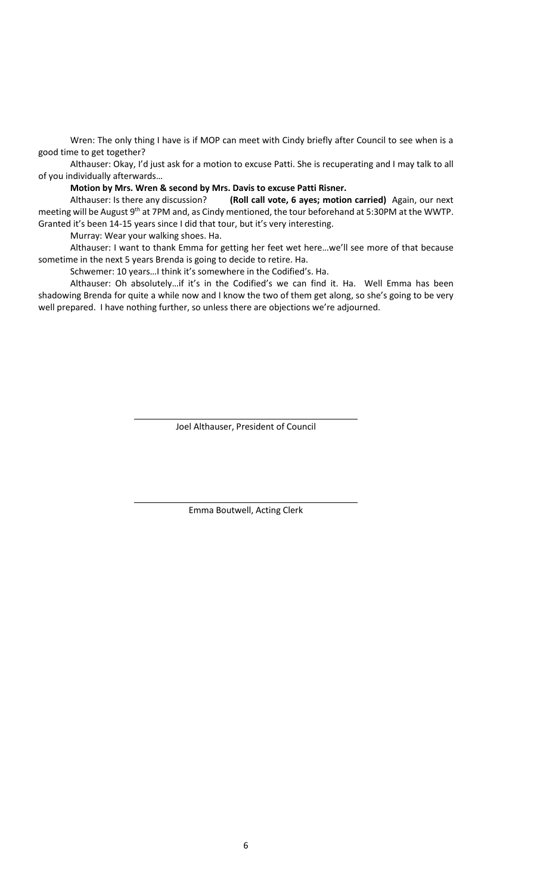Wren: The only thing I have is if MOP can meet with Cindy briefly after Council to see when is a good time to get together?

Althauser: Okay, I'd just ask for a motion to excuse Patti. She is recuperating and I may talk to all of you individually afterwards…

**Motion by Mrs. Wren & second by Mrs. Davis to excuse Patti Risner.**

Althauser: Is there any discussion? **(Roll call vote, 6 ayes; motion carried)** Again, our next meeting will be August 9th at 7PM and, as Cindy mentioned, the tour beforehand at 5:30PM at the WWTP. Granted it's been 14-15 years since I did that tour, but it's very interesting.

Murray: Wear your walking shoes. Ha.

Althauser: I want to thank Emma for getting her feet wet here…we'll see more of that because sometime in the next 5 years Brenda is going to decide to retire. Ha.

Schwemer: 10 years…I think it's somewhere in the Codified's. Ha.

Althauser: Oh absolutely…if it's in the Codified's we can find it. Ha. Well Emma has been shadowing Brenda for quite a while now and I know the two of them get along, so she's going to be very well prepared. I have nothing further, so unless there are objections we're adjourned.

\_\_\_\_\_\_\_\_\_\_\_\_\_\_\_\_\_\_\_\_\_\_\_\_\_\_\_\_\_\_\_\_\_\_\_\_\_\_\_\_

Joel Althauser, President of Council

\_\_\_\_\_\_\_\_\_\_\_\_\_\_\_\_\_\_\_\_\_\_\_\_\_\_\_\_\_\_\_\_\_\_\_\_\_\_\_\_

Emma Boutwell, Acting Clerk